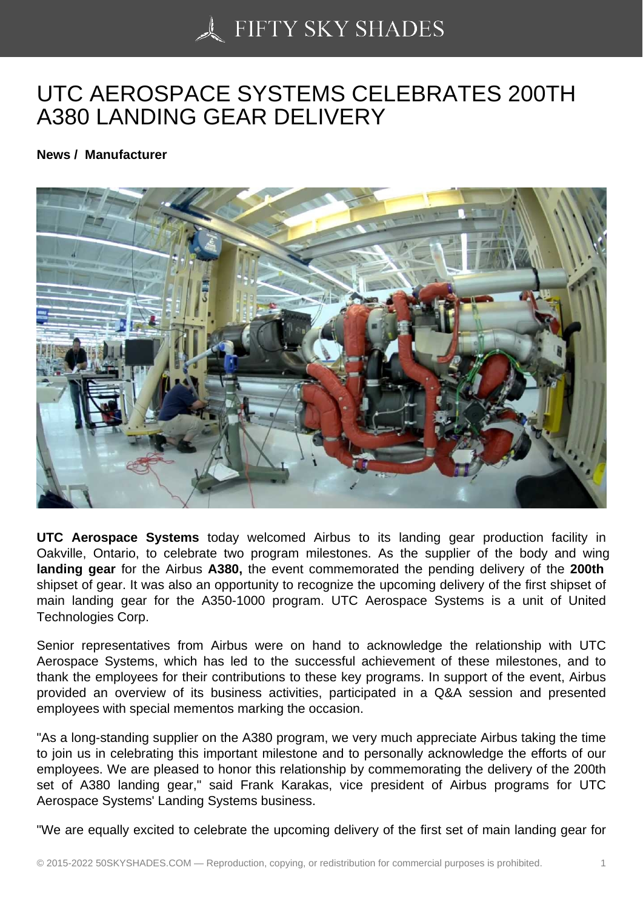# UTC AEROSPACE SYSTEMS CELEBRATES 200TH A380 LANDING GEAR DELIVERY

**News / Manufacturer**

**UTC Aerospace Systems** today welcomed Airbus to its landing gear production facility in Oakville, Ontario, to celebrate two program milestones. As the supplier of the body and wing **landing gear** for the Airbus **A380,** the event commemorated the pending delivery of the **200th** shipset of gear. It was also an opportunity to recognize the upcoming delivery of the first shipset of main landing gear for the A350-1000 program. UTC Aerospace Systems is a unit of United Technologies Corp.

Senior representatives from Airbus were on hand to acknowledge the relationship with UTC Aerospace Systems, which has led to the successful achievement of these milestones, and to thank the employees for their contributions to these key programs. In support of the event, Airbus provided an overview of its business activities, participated in a Q&A session and presented employees with special mementos marking the occasion.

"As a long-standing supplier on the A380 program, we very much appreciate Airbus taking the time to join us in celebrating this important milestone and to personally acknowledge the efforts of our employees. We are pleased to honor this relationship by commemorating the delivery of the 200th set of A380 landing gear," said Frank Karakas, vice president of Airbus programs for UTC Aerospace Systems' Landing Systems business.

"We are equally excited to celebrate the upcoming delivery of the first set of main landing gear for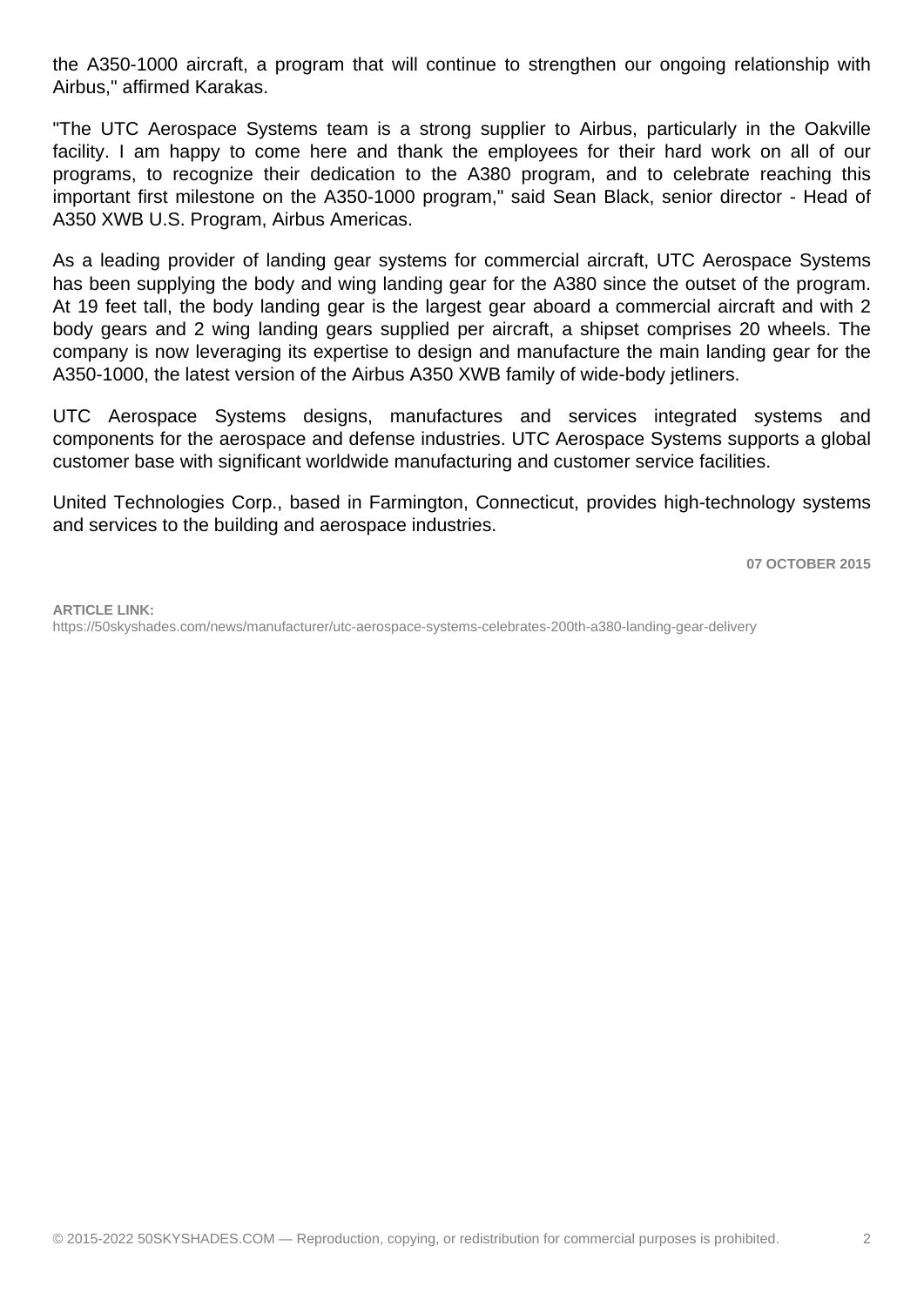the A350-1000 aircraft, a program that will continue to strengthen our ongoing relationship with Airbus," affirmed Karakas.

"The UTC Aerospace Systems team is a strong supplier to Airbus, particularly in the Oakville facility. I am happy to come here and thank the employees for their hard work on all of our programs, to recognize their dedication to the A380 program, and to celebrate reaching this important first milestone on the A350-1000 program," said Sean Black, senior director - Head of A350 XWB U.S. Program, Airbus Americas.

As a leading provider of landing gear systems for commercial aircraft, UTC Aerospace Systems has been supplying the body and wing landing gear for the A380 since the outset of the program. At 19 feet tall, the body landing gear is the largest gear aboard a commercial aircraft and with 2 body gears and 2 wing landing gears supplied per aircraft, a shipset comprises 20 wheels. The company is now leveraging its expertise to design and manufacture the main landing gear for the A350-1000, the latest version of the Airbus A350 XWB family of wide-body jetliners.

UTC Aerospace Systems designs, manufactures and services integrated systems and components for the aerospace and defense industries. UTC Aerospace Systems supports a global customer base with significant worldwide manufacturing and customer service facilities.

United Technologies Corp., based in Farmington, Connecticut, provides high-technology systems and services to the building and aerospace industries.

**07 OCTOBER 2015**

**ARTICLE LINK:**
https://50skyshades.com/news/manufacturer/utc-aerospace-systems-celebrates-200th-a380-landing-gear-delivery